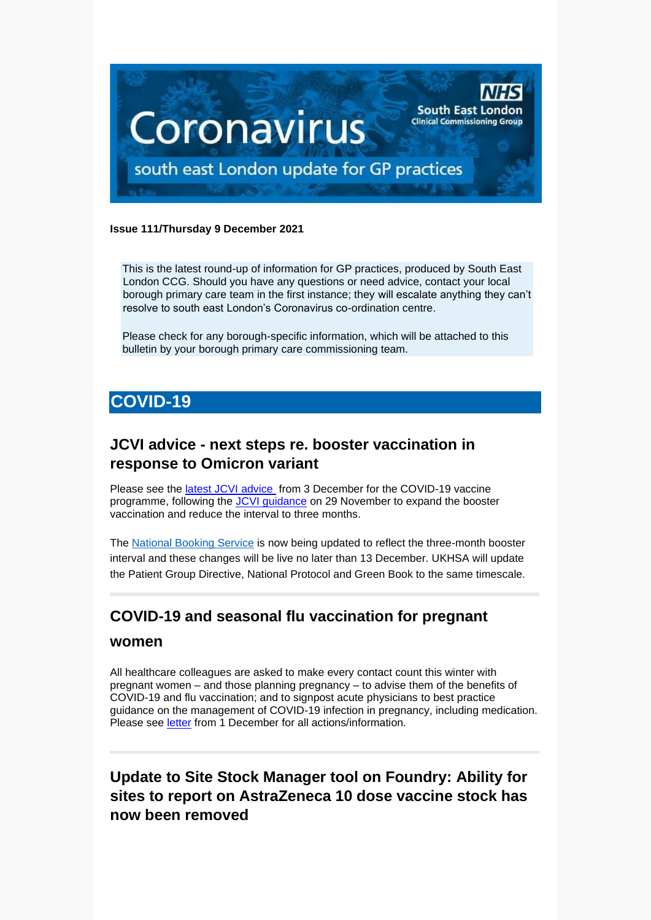# Coronavirus

south east London update for GP practices

NHS South East London Clinical Commissioning Group

**Issue 111/Thursday 9 December 2021**

This is the latest round-up of information for GP practices, produced by South East London CCG. Should you have any questions or need advice, contact your local borough primary care team in the first instance; they will escalate anything they can't resolve to south east London's Coronavirus co-ordination centre.

Please check for any borough-specific information, which will be attached to this bulletin by your borough primary care commissioning team.

## COVID-19

### JCVI advice - next steps re. booster vaccination in response to Omicron variant

Please see the latest JCVI advice from 3 December for the COVID-19 vaccine programme, following the JCVI guidance on 29 November to expand the booster vaccination and reduce the interval to three months.

The National Booking Service is now being updated to reflect the three-month booster interval and these changes will be live no later than 13 December. UKHSA will update the Patient Group Directive, National Protocol and Green Book to the same timescale.

### COVID-19 and seasonal flu vaccination for pregnant women

All healthcare colleagues are asked to make every contact count this winter with pregnant women – and those planning pregnancy – to advise them of the benefits of COVID-19 and flu vaccination; and to signpost acute physicians to best practice guidance on the management of COVID-19 infection in pregnancy, including medication. Please see letter from 1 December for all actions/information.

### Update to Site Stock Manager tool on Foundry: Ability for sites to report on AstraZeneca 10 dose vaccine stock has now been removed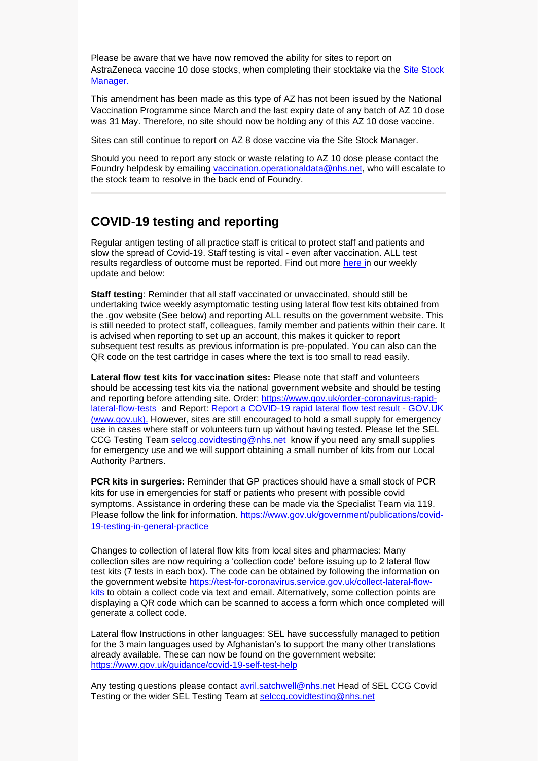Please be aware that we have now removed the ability for sites to report on AstraZeneca vaccine 10 dose stocks, when completing their stocktake via the [Site Stock Manager.]()

This amendment has been made as this type of AZ has not been issued by the National Vaccination Programme since March and the last expiry date of any batch of AZ 10 dose was 31 May. Therefore, no site should now be holding any of this AZ 10 dose vaccine.

Sites can still continue to report on AZ 8 dose vaccine via the Site Stock Manager.

Should you need to report any stock or waste relating to AZ 10 dose please contact the Foundry helpdesk by emailing vaccination.operationaldata@nhs.net, who will escalate to the stock team to resolve in the back end of Foundry.

---

## COVID-19 testing and reporting

Regular antigen testing of all practice staff is critical to protect staff and patients and slow the spread of Covid-19. Staff testing is vital - even after vaccination. ALL test results regardless of outcome must be reported. Find out more [here ]()in our weekly update and below:

**Staff testing**: Reminder that all staff vaccinated or unvaccinated, should still be undertaking twice weekly asymptomatic testing using lateral flow test kits obtained from the .gov website (See below) and reporting ALL results on the government website. This is still needed to protect staff, colleagues, family member and patients within their care. It is advised when reporting to set up an account, this makes it quicker to report subsequent test results as previous information is pre-populated. You can also can the QR code on the test cartridge in cases where the text is too small to read easily.

**Lateral flow test kits for vaccination sites:** Please note that staff and volunteers should be accessing test kits via the national government website and should be testing and reporting before attending site. Order: https://www.gov.uk/order-coronavirus-rapid-lateral-flow-tests and Report: [Report a COVID-19 rapid lateral flow test result - GOV.UK (www.gov.uk).]() However, sites are still encouraged to hold a small supply for emergency use in cases where staff or volunteers turn up without having tested. Please let the SEL CCG Testing Team selccg.covidtesting@nhs.net know if you need any small supplies for emergency use and we will support obtaining a small number of kits from our Local Authority Partners.

**PCR kits in surgeries:** Reminder that GP practices should have a small stock of PCR kits for use in emergencies for staff or patients who present with possible covid symptoms. Assistance in ordering these can be made via the Specialist Team via 119. Please follow the link for information. https://www.gov.uk/government/publications/covid-19-testing-in-general-practice

Changes to collection of lateral flow kits from local sites and pharmacies: Many collection sites are now requiring a 'collection code' before issuing up to 2 lateral flow test kits (7 tests in each box). The code can be obtained by following the information on the government website https://test-for-coronavirus.service.gov.uk/collect-lateral-flow-kits to obtain a collect code via text and email. Alternatively, some collection points are displaying a QR code which can be scanned to access a form which once completed will generate a collect code.

Lateral flow Instructions in other languages: SEL have successfully managed to petition for the 3 main languages used by Afghanistan's to support the many other translations already available. These can now be found on the government website: https://www.gov.uk/guidance/covid-19-self-test-help

Any testing questions please contact avril.satchwell@nhs.net Head of SEL CCG Covid Testing or the wider SEL Testing Team at selccg.covidtesting@nhs.net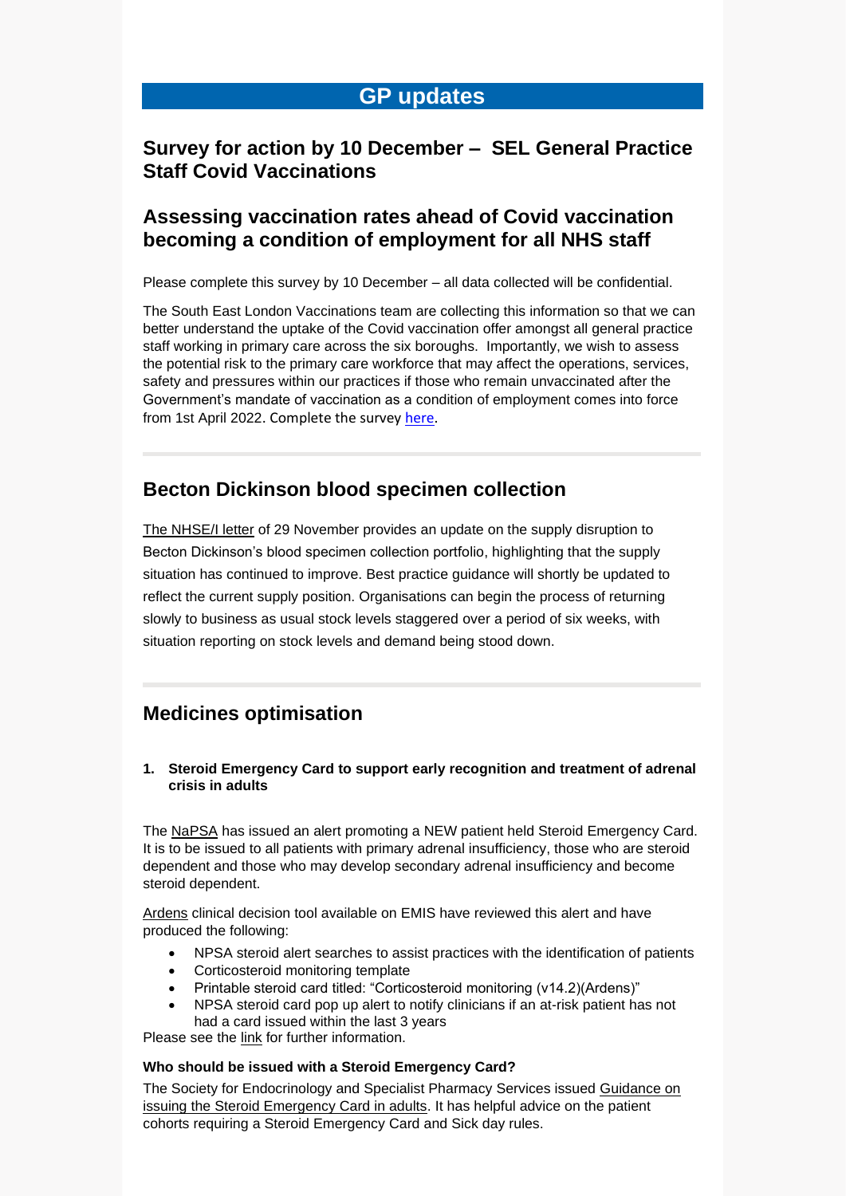# GP updates

## Survey for action by 10 December – SEL General Practice Staff Covid Vaccinations

## Assessing vaccination rates ahead of Covid vaccination becoming a condition of employment for all NHS staff

Please complete this survey by 10 December – all data collected will be confidential.

The South East London Vaccinations team are collecting this information so that we can better understand the uptake of the Covid vaccination offer amongst all general practice staff working in primary care across the six boroughs. Importantly, we wish to assess the potential risk to the primary care workforce that may affect the operations, services, safety and pressures within our practices if those who remain unvaccinated after the Government's mandate of vaccination as a condition of employment comes into force from 1st April 2022. Complete the survey here.

## Becton Dickinson blood specimen collection

The NHSE/I letter of 29 November provides an update on the supply disruption to Becton Dickinson's blood specimen collection portfolio, highlighting that the supply situation has continued to improve. Best practice guidance will shortly be updated to reflect the current supply position. Organisations can begin the process of returning slowly to business as usual stock levels staggered over a period of six weeks, with situation reporting on stock levels and demand being stood down.

## Medicines optimisation

1. **Steroid Emergency Card to support early recognition and treatment of adrenal crisis in adults**

The NaPSA has issued an alert promoting a NEW patient held Steroid Emergency Card. It is to be issued to all patients with primary adrenal insufficiency, those who are steroid dependent and those who may develop secondary adrenal insufficiency and become steroid dependent.

Ardens clinical decision tool available on EMIS have reviewed this alert and have produced the following:

- NPSA steroid alert searches to assist practices with the identification of patients
- Corticosteroid monitoring template
- Printable steroid card titled: "Corticosteroid monitoring (v14.2)(Ardens)"
- NPSA steroid card pop up alert to notify clinicians if an at-risk patient has not had a card issued within the last 3 years

Please see the link for further information.

**Who should be issued with a Steroid Emergency Card?**

The Society for Endocrinology and Specialist Pharmacy Services issued Guidance on issuing the Steroid Emergency Card in adults. It has helpful advice on the patient cohorts requiring a Steroid Emergency Card and Sick day rules.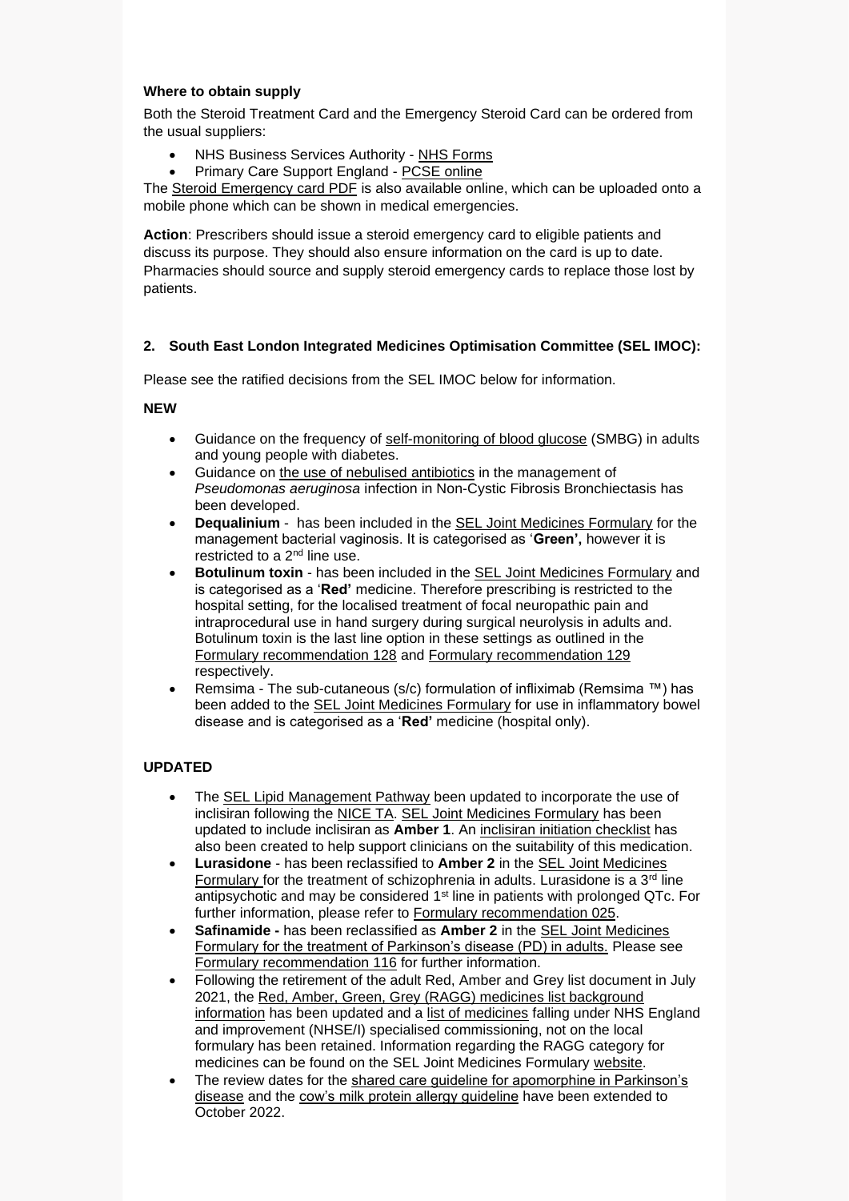**Where to obtain supply**

Both the Steroid Treatment Card and the Emergency Steroid Card can be ordered from the usual suppliers:

- NHS Business Services Authority - NHS Forms
- Primary Care Support England - PCSE online

The Steroid Emergency card PDF is also available online, which can be uploaded onto a mobile phone which can be shown in medical emergencies.

**Action**: Prescribers should issue a steroid emergency card to eligible patients and discuss its purpose. They should also ensure information on the card is up to date. Pharmacies should source and supply steroid emergency cards to replace those lost by patients.

## 2. South East London Integrated Medicines Optimisation Committee (SEL IMOC):

Please see the ratified decisions from the SEL IMOC below for information.

**NEW**

- Guidance on the frequency of self-monitoring of blood glucose (SMBG) in adults and young people with diabetes.
- Guidance on the use of nebulised antibiotics in the management of *Pseudomonas aeruginosa* infection in Non-Cystic Fibrosis Bronchiectasis has been developed.
- **Dequalinium** - has been included in the SEL Joint Medicines Formulary for the management bacterial vaginosis. It is categorised as '**Green',** however it is restricted to a 2nd line use.
- **Botulinum toxin** - has been included in the SEL Joint Medicines Formulary and is categorised as a '**Red'** medicine. Therefore prescribing is restricted to the hospital setting, for the localised treatment of focal neuropathic pain and intraprocedural use in hand surgery during surgical neurolysis in adults and. Botulinum toxin is the last line option in these settings as outlined in the Formulary recommendation 128 and Formulary recommendation 129 respectively.
- Remsima - The sub-cutaneous (s/c) formulation of infliximab (Remsima ™) has been added to the SEL Joint Medicines Formulary for use in inflammatory bowel disease and is categorised as a '**Red'** medicine (hospital only).

**UPDATED**

- The SEL Lipid Management Pathway been updated to incorporate the use of inclisiran following the NICE TA. SEL Joint Medicines Formulary has been updated to include inclisiran as **Amber 1**. An inclisiran initiation checklist has also been created to help support clinicians on the suitability of this medication.
- **Lurasidone** - has been reclassified to **Amber 2** in the SEL Joint Medicines Formulary for the treatment of schizophrenia in adults. Lurasidone is a 3rd line antipsychotic and may be considered 1st line in patients with prolonged QTc. For further information, please refer to Formulary recommendation 025.
- **Safinamide -** has been reclassified as **Amber 2** in the SEL Joint Medicines Formulary for the treatment of Parkinson's disease (PD) in adults. Please see Formulary recommendation 116 for further information.
- Following the retirement of the adult Red, Amber and Grey list document in July 2021, the Red, Amber, Green, Grey (RAGG) medicines list background information has been updated and a list of medicines falling under NHS England and improvement (NHSE/I) specialised commissioning, not on the local formulary has been retained. Information regarding the RAGG category for medicines can be found on the SEL Joint Medicines Formulary website.
- The review dates for the shared care guideline for apomorphine in Parkinson's disease and the cow's milk protein allergy guideline have been extended to October 2022.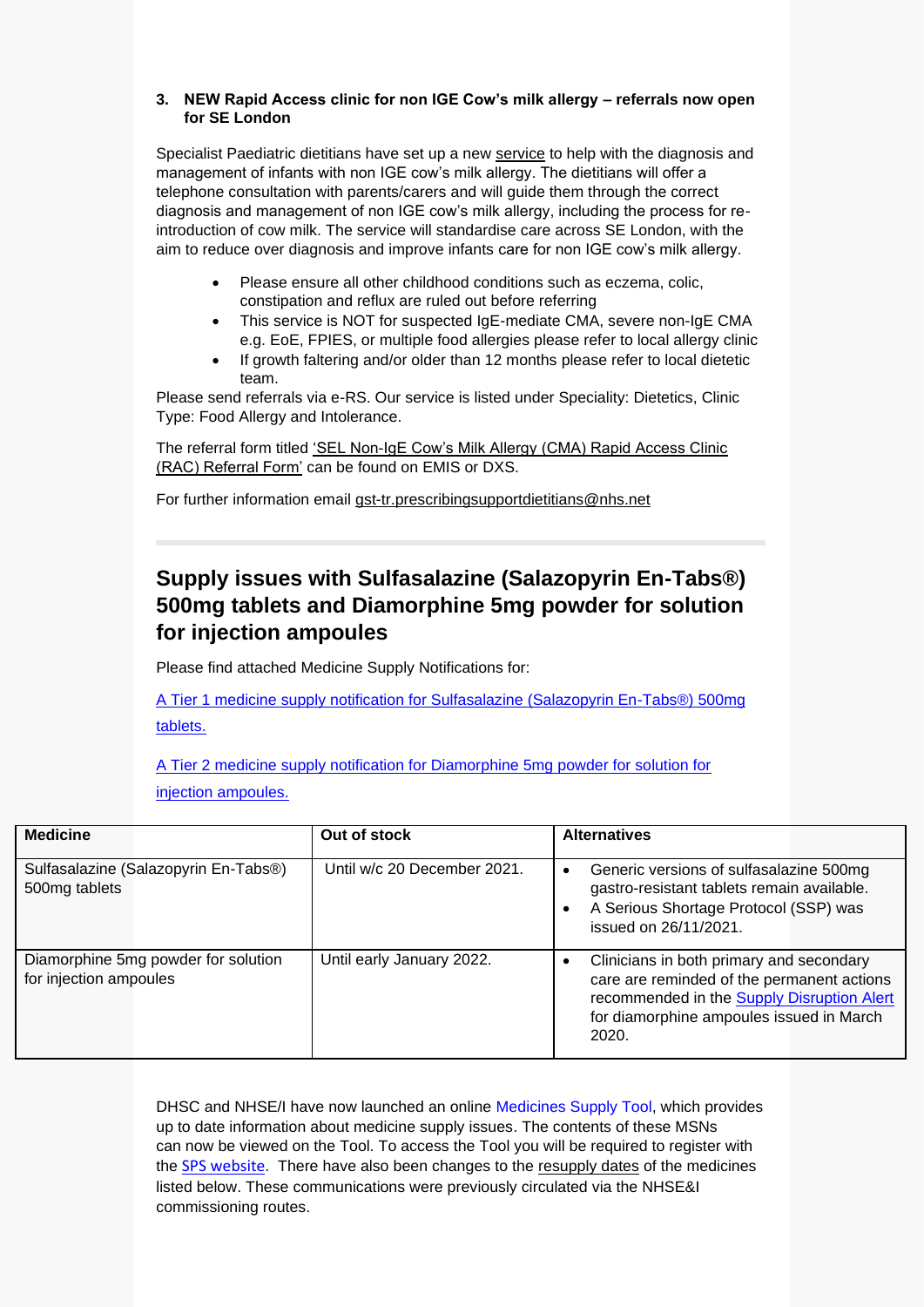### 3. NEW Rapid Access clinic for non IGE Cow's milk allergy – referrals now open for SE London

Specialist Paediatric dietitians have set up a new service to help with the diagnosis and management of infants with non IGE cow's milk allergy. The dietitians will offer a telephone consultation with parents/carers and will guide them through the correct diagnosis and management of non IGE cow's milk allergy, including the process for re-introduction of cow milk. The service will standardise care across SE London, with the aim to reduce over diagnosis and improve infants care for non IGE cow's milk allergy.

- Please ensure all other childhood conditions such as eczema, colic, constipation and reflux are ruled out before referring
- This service is NOT for suspected IgE-mediate CMA, severe non-IgE CMA e.g. EoE, FPIES, or multiple food allergies please refer to local allergy clinic
- If growth faltering and/or older than 12 months please refer to local dietetic team.

Please send referrals via e-RS. Our service is listed under Speciality: Dietetics, Clinic Type: Food Allergy and Intolerance.

The referral form titled 'SEL Non-IgE Cow's Milk Allergy (CMA) Rapid Access Clinic (RAC) Referral Form' can be found on EMIS or DXS.

For further information email gst-tr.prescribingsupportdietitians@nhs.net

---

## Supply issues with Sulfasalazine (Salazopyrin En-Tabs®) 500mg tablets and Diamorphine 5mg powder for solution for injection ampoules

Please find attached Medicine Supply Notifications for:

A Tier 1 medicine supply notification for Sulfasalazine (Salazopyrin En-Tabs®) 500mg tablets.

A Tier 2 medicine supply notification for Diamorphine 5mg powder for solution for injection ampoules.

| Medicine | Out of stock | Alternatives |
|---|---|---|
| Sulfasalazine (Salazopyrin En-Tabs®) 500mg tablets | Until w/c 20 December 2021. | • Generic versions of sulfasalazine 500mg gastro-resistant tablets remain available.<br>• A Serious Shortage Protocol (SSP) was issued on 26/11/2021. |
| Diamorphine 5mg powder for solution for injection ampoules | Until early January 2022. | • Clinicians in both primary and secondary care are reminded of the permanent actions recommended in the Supply Disruption Alert for diamorphine ampoules issued in March 2020. |

DHSC and NHSE/I have now launched an online Medicines Supply Tool, which provides up to date information about medicine supply issues. The contents of these MSNs can now be viewed on the Tool. To access the Tool you will be required to register with the SPS website. There have also been changes to the resupply dates of the medicines listed below. These communications were previously circulated via the NHSE&I commissioning routes.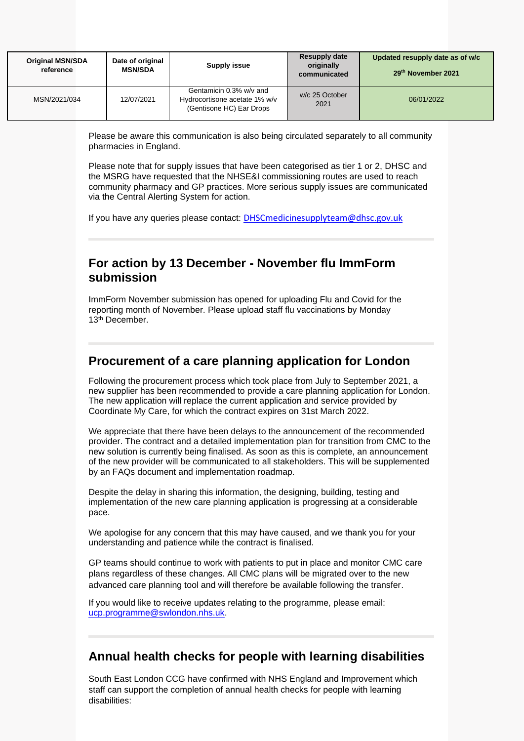| Original MSN/SDA reference | Date of original MSN/SDA | Supply issue | Resupply date originally communicated | Updated resupply date as of w/c 29th November 2021 |
|---|---|---|---|---|
| MSN/2021/034 | 12/07/2021 | Gentamicin 0.3% w/v and Hydrocortisone acetate 1% w/v (Gentisone HC) Ear Drops | w/c 25 October 2021 | 06/01/2022 |

Please be aware this communication is also being circulated separately to all community pharmacies in England.

Please note that for supply issues that have been categorised as tier 1 or 2, DHSC and the MSRG have requested that the NHSE&I commissioning routes are used to reach community pharmacy and GP practices. More serious supply issues are communicated via the Central Alerting System for action.

If you have any queries please contact: DHSCmedicinesupplyteam@dhsc.gov.uk

## For action by 13 December - November flu ImmForm submission

ImmForm November submission has opened for uploading Flu and Covid for the reporting month of November. Please upload staff flu vaccinations by Monday 13th December.

## Procurement of a care planning application for London

Following the procurement process which took place from July to September 2021, a new supplier has been recommended to provide a care planning application for London. The new application will replace the current application and service provided by Coordinate My Care, for which the contract expires on 31st March 2022.

We appreciate that there have been delays to the announcement of the recommended provider. The contract and a detailed implementation plan for transition from CMC to the new solution is currently being finalised. As soon as this is complete, an announcement of the new provider will be communicated to all stakeholders. This will be supplemented by an FAQs document and implementation roadmap.

Despite the delay in sharing this information, the designing, building, testing and implementation of the new care planning application is progressing at a considerable pace.

We apologise for any concern that this may have caused, and we thank you for your understanding and patience while the contract is finalised.

GP teams should continue to work with patients to put in place and monitor CMC care plans regardless of these changes. All CMC plans will be migrated over to the new advanced care planning tool and will therefore be available following the transfer.

If you would like to receive updates relating to the programme, please email: ucp.programme@swlondon.nhs.uk.

## Annual health checks for people with learning disabilities

South East London CCG have confirmed with NHS England and Improvement which staff can support the completion of annual health checks for people with learning disabilities: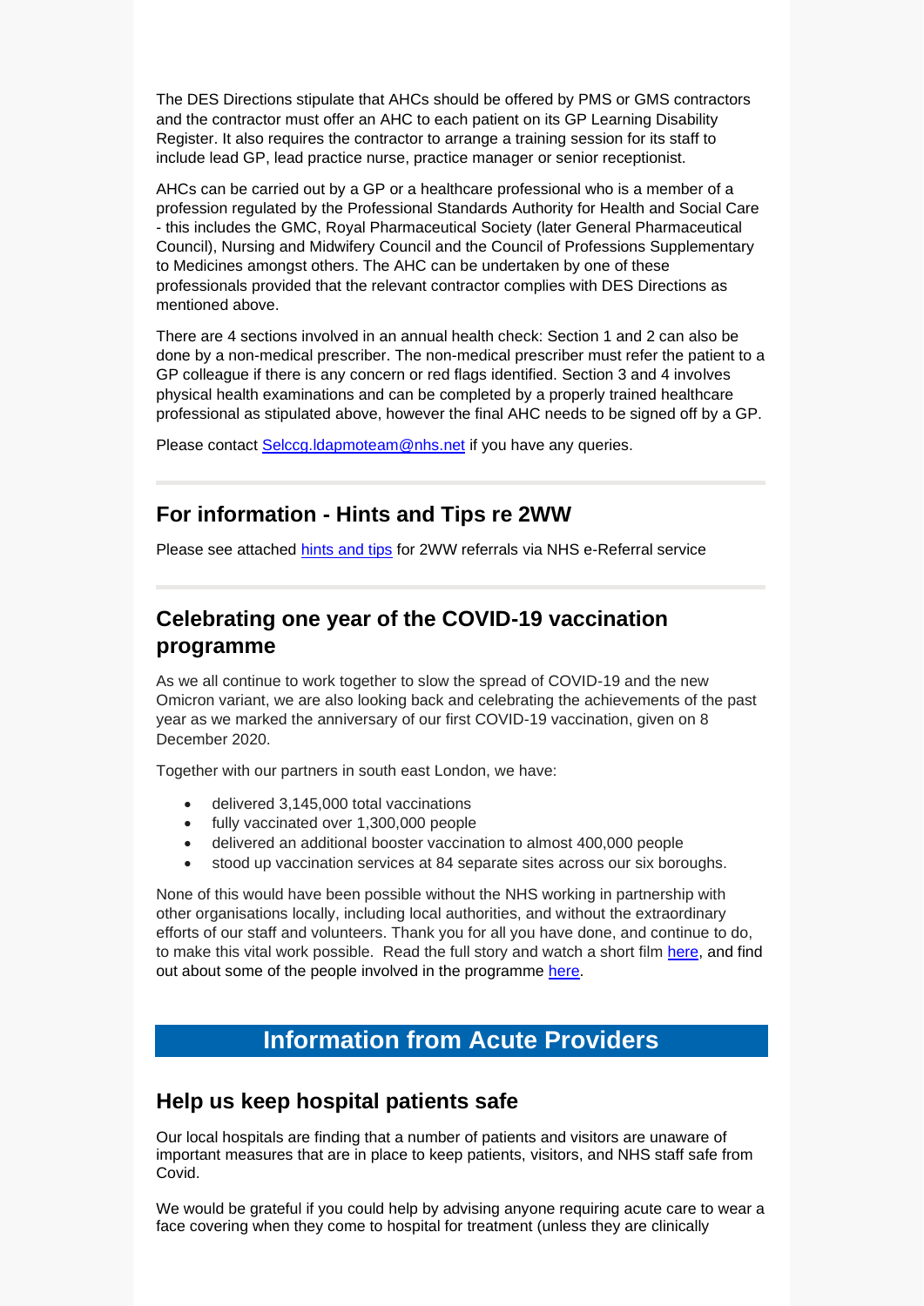The DES Directions stipulate that AHCs should be offered by PMS or GMS contractors and the contractor must offer an AHC to each patient on its GP Learning Disability Register. It also requires the contractor to arrange a training session for its staff to include lead GP, lead practice nurse, practice manager or senior receptionist.

AHCs can be carried out by a GP or a healthcare professional who is a member of a profession regulated by the Professional Standards Authority for Health and Social Care - this includes the GMC, Royal Pharmaceutical Society (later General Pharmaceutical Council), Nursing and Midwifery Council and the Council of Professions Supplementary to Medicines amongst others. The AHC can be undertaken by one of these professionals provided that the relevant contractor complies with DES Directions as mentioned above.

There are 4 sections involved in an annual health check: Section 1 and 2 can also be done by a non-medical prescriber. The non-medical prescriber must refer the patient to a GP colleague if there is any concern or red flags identified. Section 3 and 4 involves physical health examinations and can be completed by a properly trained healthcare professional as stipulated above, however the final AHC needs to be signed off by a GP.

Please contact Selccg.ldapmoteam@nhs.net if you have any queries.

---

## For information - Hints and Tips re 2WW

Please see attached hints and tips for 2WW referrals via NHS e-Referral service

---

## Celebrating one year of the COVID-19 vaccination programme

As we all continue to work together to slow the spread of COVID-19 and the new Omicron variant, we are also looking back and celebrating the achievements of the past year as we marked the anniversary of our first COVID-19 vaccination, given on 8 December 2020.

Together with our partners in south east London, we have:

- delivered 3,145,000 total vaccinations
- fully vaccinated over 1,300,000 people
- delivered an additional booster vaccination to almost 400,000 people
- stood up vaccination services at 84 separate sites across our six boroughs.

None of this would have been possible without the NHS working in partnership with other organisations locally, including local authorities, and without the extraordinary efforts of our staff and volunteers. Thank you for all you have done, and continue to do, to make this vital work possible. Read the full story and watch a short film here, and find out about some of the people involved in the programme here.

# Information from Acute Providers

## Help us keep hospital patients safe

Our local hospitals are finding that a number of patients and visitors are unaware of important measures that are in place to keep patients, visitors, and NHS staff safe from Covid.

We would be grateful if you could help by advising anyone requiring acute care to wear a face covering when they come to hospital for treatment (unless they are clinically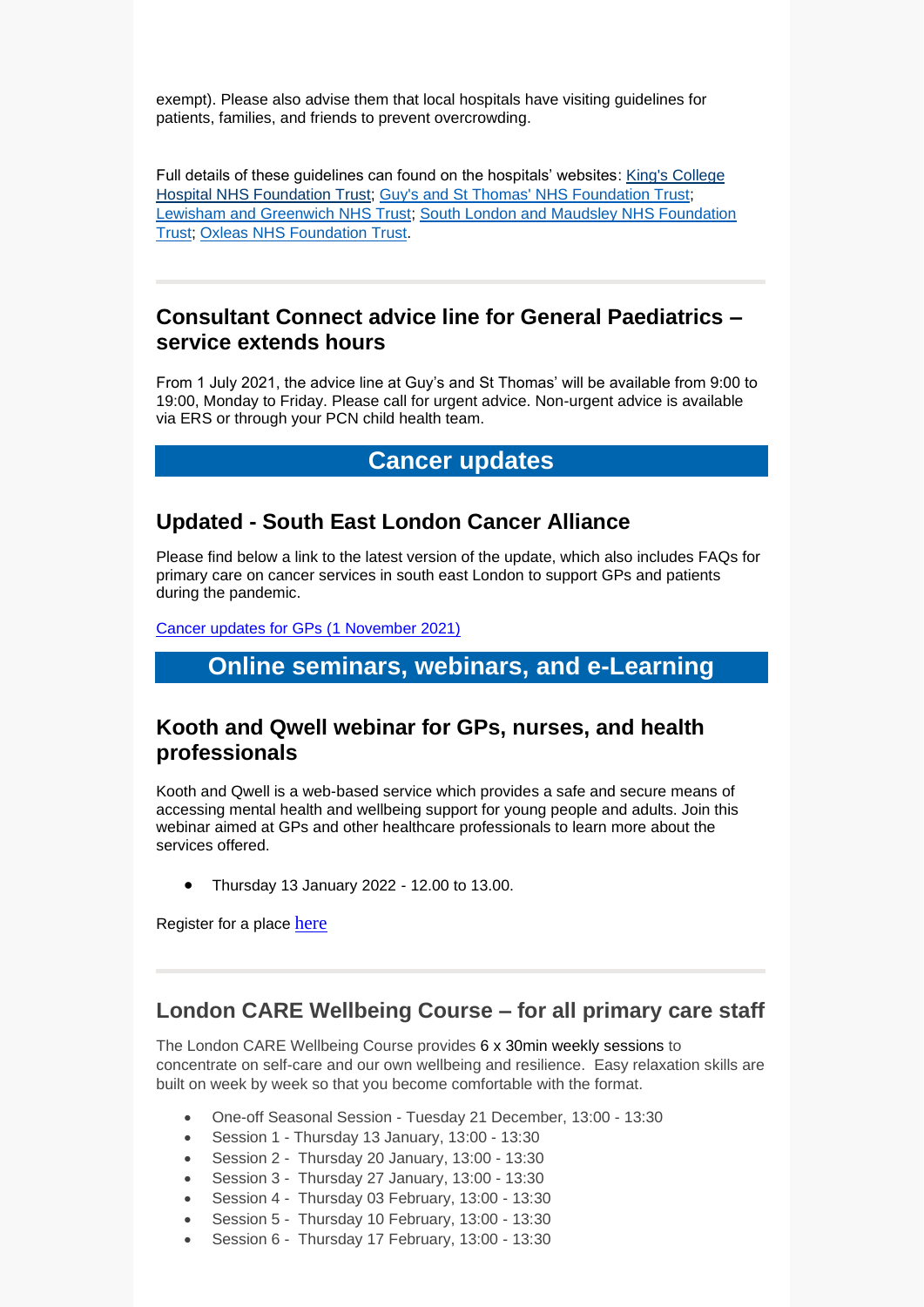exempt). Please also advise them that local hospitals have visiting guidelines for patients, families, and friends to prevent overcrowding.

Full details of these guidelines can found on the hospitals' websites: King's College Hospital NHS Foundation Trust; Guy's and St Thomas' NHS Foundation Trust; Lewisham and Greenwich NHS Trust; South London and Maudsley NHS Foundation Trust; Oxleas NHS Foundation Trust.

---

## Consultant Connect advice line for General Paediatrics – service extends hours

From 1 July 2021, the advice line at Guy's and St Thomas' will be available from 9:00 to 19:00, Monday to Friday. Please call for urgent advice. Non-urgent advice is available via ERS or through your PCN child health team.

# Cancer updates

## Updated - South East London Cancer Alliance

Please find below a link to the latest version of the update, which also includes FAQs for primary care on cancer services in south east London to support GPs and patients during the pandemic.

Cancer updates for GPs (1 November 2021)

# Online seminars, webinars, and e-Learning

## Kooth and Qwell webinar for GPs, nurses, and health professionals

Kooth and Qwell is a web-based service which provides a safe and secure means of accessing mental health and wellbeing support for young people and adults. Join this webinar aimed at GPs and other healthcare professionals to learn more about the services offered.

- Thursday 13 January 2022 - 12.00 to 13.00.

Register for a place here

---

## London CARE Wellbeing Course – for all primary care staff

The London CARE Wellbeing Course provides 6 x 30min weekly sessions to concentrate on self-care and our own wellbeing and resilience. Easy relaxation skills are built on week by week so that you become comfortable with the format.

- One-off Seasonal Session - Tuesday 21 December, 13:00 - 13:30
- Session 1 - Thursday 13 January, 13:00 - 13:30
- Session 2 - Thursday 20 January, 13:00 - 13:30
- Session 3 - Thursday 27 January, 13:00 - 13:30
- Session 4 - Thursday 03 February, 13:00 - 13:30
- Session 5 - Thursday 10 February, 13:00 - 13:30
- Session 6 - Thursday 17 February, 13:00 - 13:30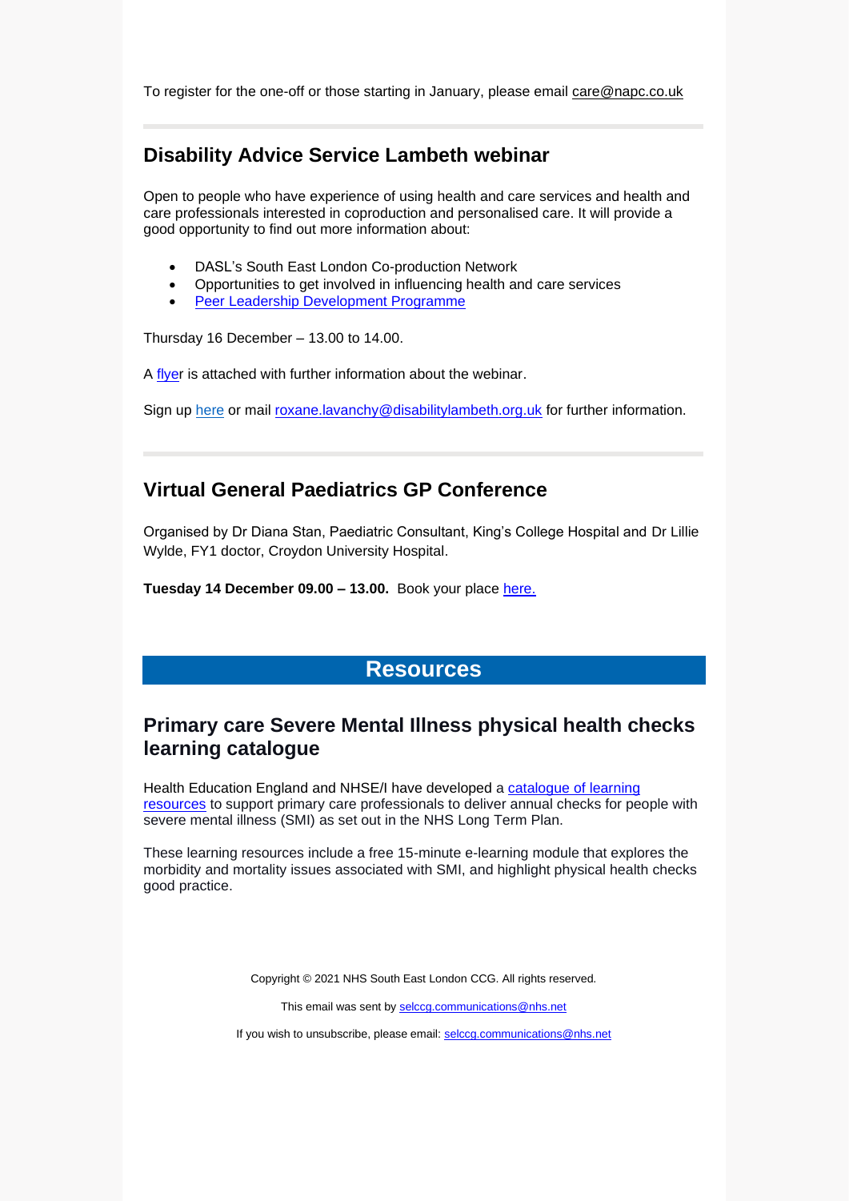To register for the one-off or those starting in January, please email care@napc.co.uk

---

## Disability Advice Service Lambeth webinar

Open to people who have experience of using health and care services and health and care professionals interested in coproduction and personalised care. It will provide a good opportunity to find out more information about:

- DASL's South East London Co-production Network
- Opportunities to get involved in influencing health and care services
- Peer Leadership Development Programme

Thursday 16 December – 13.00 to 14.00.

A flyer is attached with further information about the webinar.

Sign up here or mail roxane.lavanchy@disabilitylambeth.org.uk for further information.

---

## Virtual General Paediatrics GP Conference

Organised by Dr Diana Stan, Paediatric Consultant, King's College Hospital and Dr Lillie Wylde, FY1 doctor, Croydon University Hospital.

**Tuesday 14 December 09.00 – 13.00.** Book your place here.

# Resources

## Primary care Severe Mental Illness physical health checks learning catalogue

Health Education England and NHSE/I have developed a catalogue of learning resources to support primary care professionals to deliver annual checks for people with severe mental illness (SMI) as set out in the NHS Long Term Plan.

These learning resources include a free 15-minute e-learning module that explores the morbidity and mortality issues associated with SMI, and highlight physical health checks good practice.

Copyright © 2021 NHS South East London CCG. All rights reserved.

This email was sent by selccg.communications@nhs.net

If you wish to unsubscribe, please email: selccg.communications@nhs.net